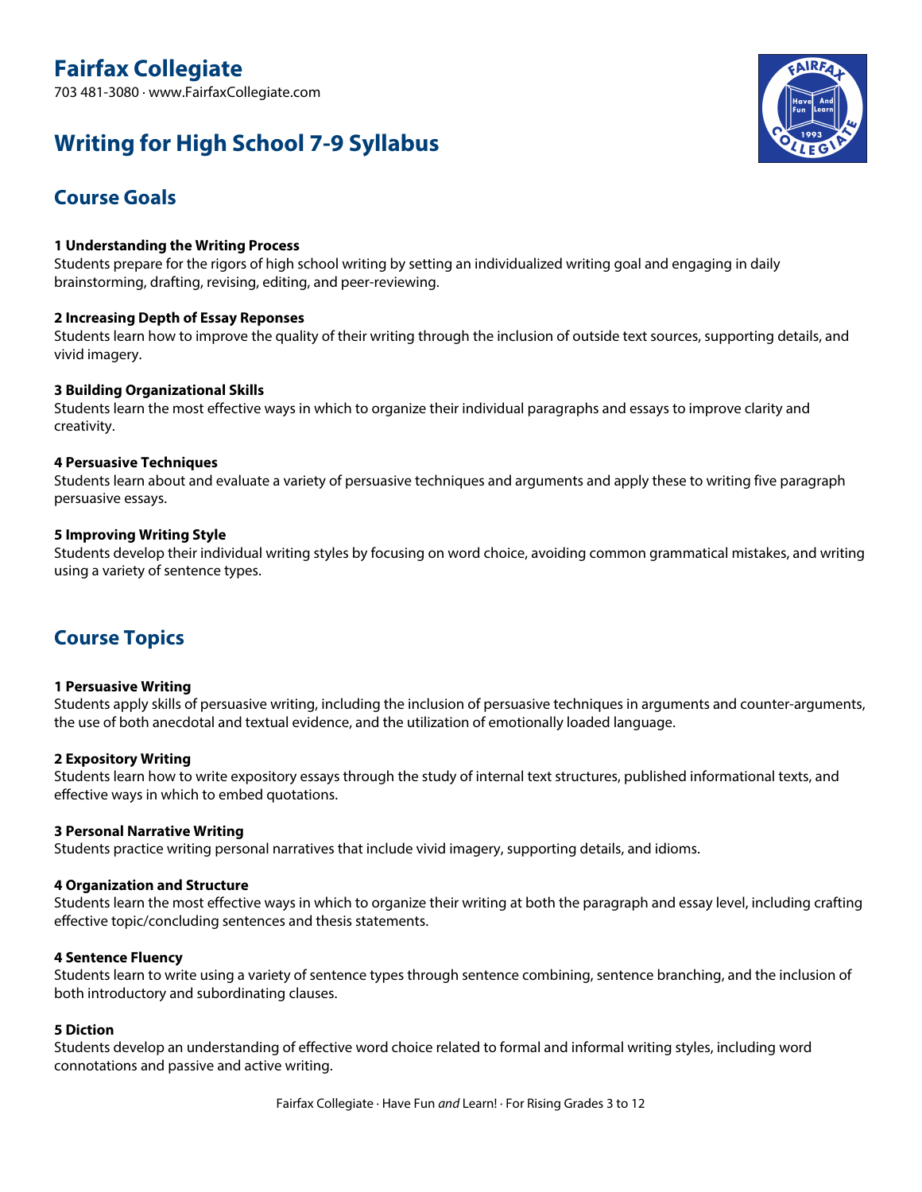# Fairfax Collegiate

703 481-3080 · www.FairfaxCollegiate.com

# Writing for High School 7-9 Syllabus

## Course Goals

**1 Understanding the Writing Process**
Students prepare for the rigors of high school writing by setting an individualized writing goal and engaging in daily brainstorming, drafting, revising, editing, and peer-reviewing.

**2 Increasing Depth of Essay Reponses**
Students learn how to improve the quality of their writing through the inclusion of outside text sources, supporting details, and vivid imagery.

**3 Building Organizational Skills**
Students learn the most effective ways in which to organize their individual paragraphs and essays to improve clarity and creativity.

**4 Persuasive Techniques**
Students learn about and evaluate a variety of persuasive techniques and arguments and apply these to writing five paragraph persuasive essays.

**5 Improving Writing Style**
Students develop their individual writing styles by focusing on word choice, avoiding common grammatical mistakes, and writing using a variety of sentence types.

## Course Topics

**1 Persuasive Writing**
Students apply skills of persuasive writing, including the inclusion of persuasive techniques in arguments and counter-arguments, the use of both anecdotal and textual evidence, and the utilization of emotionally loaded language.

**2 Expository Writing**
Students learn how to write expository essays through the study of internal text structures, published informational texts, and effective ways in which to embed quotations.

**3 Personal Narrative Writing**
Students practice writing personal narratives that include vivid imagery, supporting details, and idioms.

**4 Organization and Structure**
Students learn the most effective ways in which to organize their writing at both the paragraph and essay level, including crafting effective topic/concluding sentences and thesis statements.

**4 Sentence Fluency**
Students learn to write using a variety of sentence types through sentence combining, sentence branching, and the inclusion of both introductory and subordinating clauses.

**5 Diction**
Students develop an understanding of effective word choice related to formal and informal writing styles, including word connotations and passive and active writing.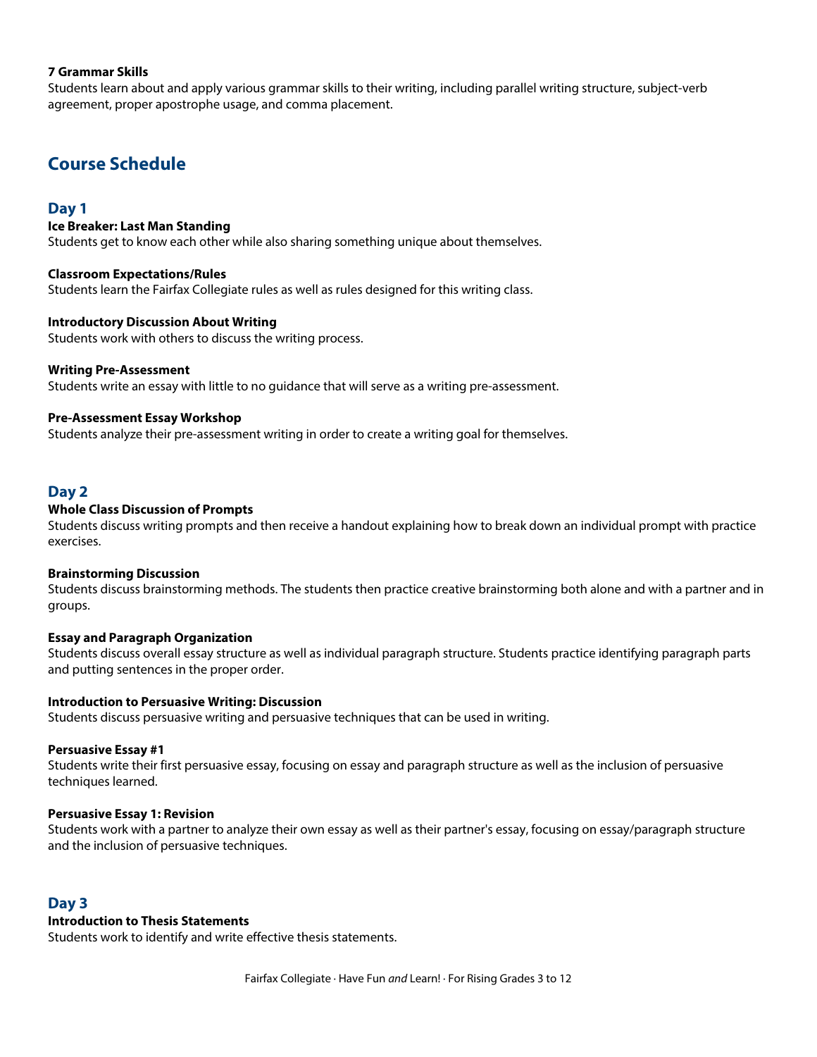**7 Grammar Skills**
Students learn about and apply various grammar skills to their writing, including parallel writing structure, subject-verb agreement, proper apostrophe usage, and comma placement.

## Course Schedule

### Day 1

**Ice Breaker: Last Man Standing**
Students get to know each other while also sharing something unique about themselves.

**Classroom Expectations/Rules**
Students learn the Fairfax Collegiate rules as well as rules designed for this writing class.

**Introductory Discussion About Writing**
Students work with others to discuss the writing process.

**Writing Pre-Assessment**
Students write an essay with little to no guidance that will serve as a writing pre-assessment.

**Pre-Assessment Essay Workshop**
Students analyze their pre-assessment writing in order to create a writing goal for themselves.

### Day 2

**Whole Class Discussion of Prompts**
Students discuss writing prompts and then receive a handout explaining how to break down an individual prompt with practice exercises.

**Brainstorming Discussion**
Students discuss brainstorming methods. The students then practice creative brainstorming both alone and with a partner and in groups.

**Essay and Paragraph Organization**
Students discuss overall essay structure as well as individual paragraph structure. Students practice identifying paragraph parts and putting sentences in the proper order.

**Introduction to Persuasive Writing: Discussion**
Students discuss persuasive writing and persuasive techniques that can be used in writing.

**Persuasive Essay #1**
Students write their first persuasive essay, focusing on essay and paragraph structure as well as the inclusion of persuasive techniques learned.

**Persuasive Essay 1: Revision**
Students work with a partner to analyze their own essay as well as their partner's essay, focusing on essay/paragraph structure and the inclusion of persuasive techniques.

### Day 3

**Introduction to Thesis Statements**
Students work to identify and write effective thesis statements.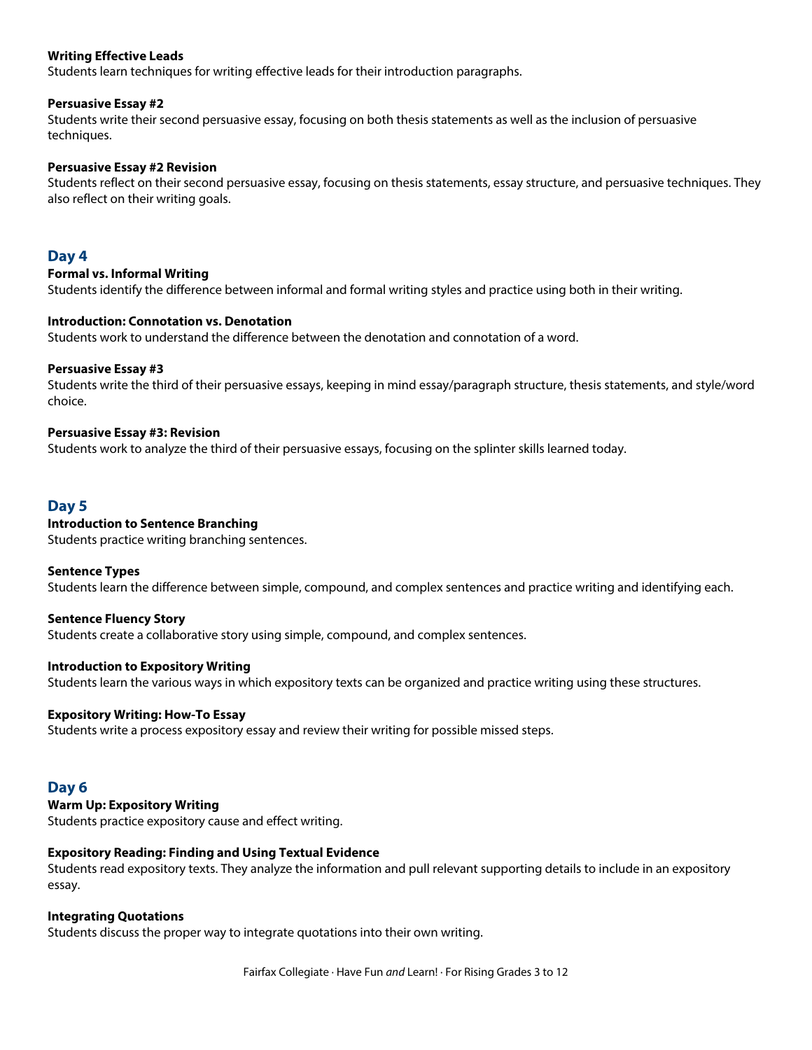**Writing Effective Leads**
Students learn techniques for writing effective leads for their introduction paragraphs.

**Persuasive Essay #2**
Students write their second persuasive essay, focusing on both thesis statements as well as the inclusion of persuasive techniques.

**Persuasive Essay #2 Revision**
Students reflect on their second persuasive essay, focusing on thesis statements, essay structure, and persuasive techniques. They also reflect on their writing goals.

## Day 4

**Formal vs. Informal Writing**
Students identify the difference between informal and formal writing styles and practice using both in their writing.

**Introduction: Connotation vs. Denotation**
Students work to understand the difference between the denotation and connotation of a word.

**Persuasive Essay #3**
Students write the third of their persuasive essays, keeping in mind essay/paragraph structure, thesis statements, and style/word choice.

**Persuasive Essay #3: Revision**
Students work to analyze the third of their persuasive essays, focusing on the splinter skills learned today.

## Day 5

**Introduction to Sentence Branching**
Students practice writing branching sentences.

**Sentence Types**
Students learn the difference between simple, compound, and complex sentences and practice writing and identifying each.

**Sentence Fluency Story**
Students create a collaborative story using simple, compound, and complex sentences.

**Introduction to Expository Writing**
Students learn the various ways in which expository texts can be organized and practice writing using these structures.

**Expository Writing: How-To Essay**
Students write a process expository essay and review their writing for possible missed steps.

## Day 6

**Warm Up: Expository Writing**
Students practice expository cause and effect writing.

**Expository Reading: Finding and Using Textual Evidence**
Students read expository texts. They analyze the information and pull relevant supporting details to include in an expository essay.

**Integrating Quotations**
Students discuss the proper way to integrate quotations into their own writing.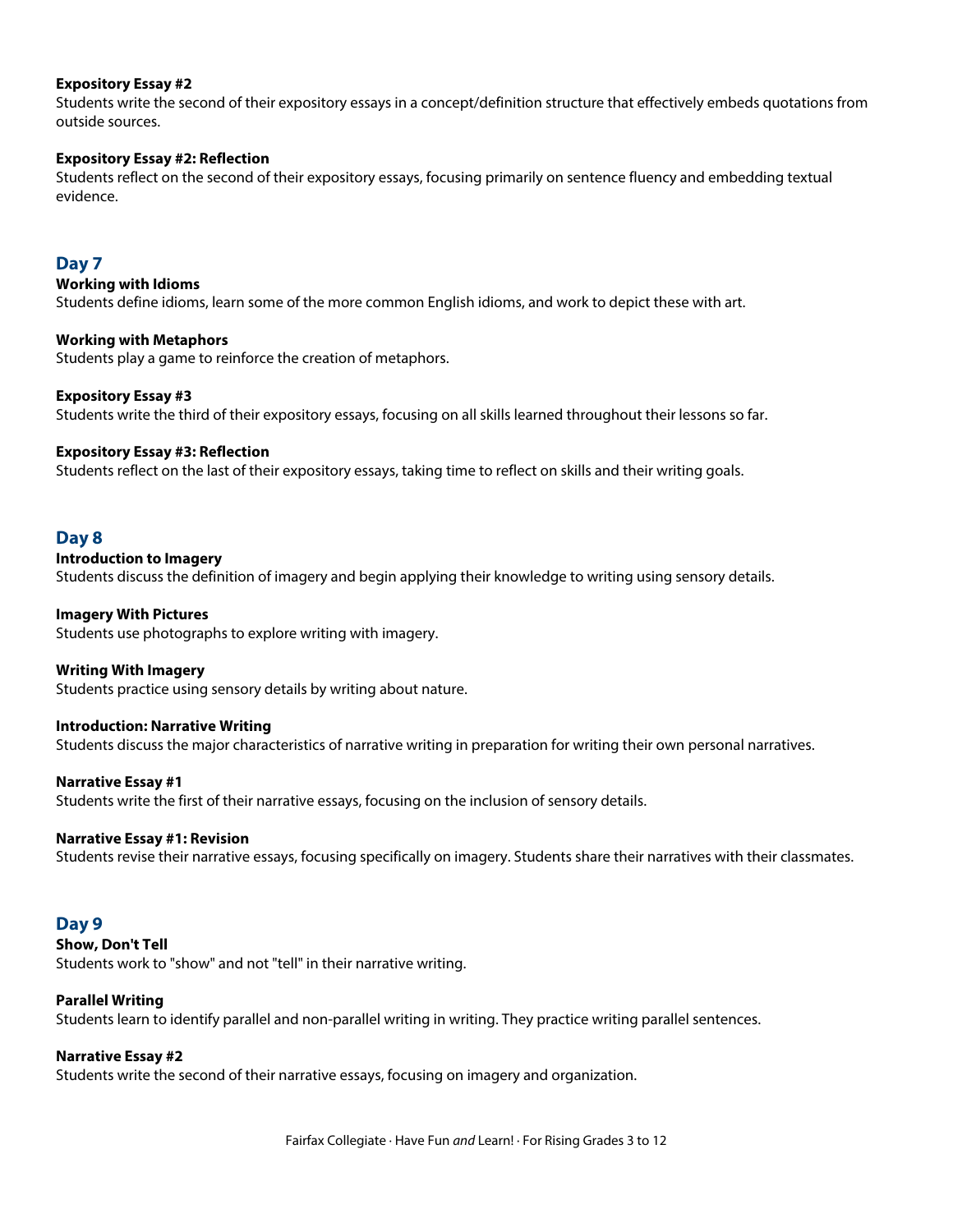**Expository Essay #2**
Students write the second of their expository essays in a concept/definition structure that effectively embeds quotations from outside sources.

**Expository Essay #2: Reflection**
Students reflect on the second of their expository essays, focusing primarily on sentence fluency and embedding textual evidence.

## Day 7

**Working with Idioms**
Students define idioms, learn some of the more common English idioms, and work to depict these with art.

**Working with Metaphors**
Students play a game to reinforce the creation of metaphors.

**Expository Essay #3**
Students write the third of their expository essays, focusing on all skills learned throughout their lessons so far.

**Expository Essay #3: Reflection**
Students reflect on the last of their expository essays, taking time to reflect on skills and their writing goals.

## Day 8

**Introduction to Imagery**
Students discuss the definition of imagery and begin applying their knowledge to writing using sensory details.

**Imagery With Pictures**
Students use photographs to explore writing with imagery.

**Writing With Imagery**
Students practice using sensory details by writing about nature.

**Introduction: Narrative Writing**
Students discuss the major characteristics of narrative writing in preparation for writing their own personal narratives.

**Narrative Essay #1**
Students write the first of their narrative essays, focusing on the inclusion of sensory details.

**Narrative Essay #1: Revision**
Students revise their narrative essays, focusing specifically on imagery. Students share their narratives with their classmates.

## Day 9

**Show, Don't Tell**
Students work to "show" and not "tell" in their narrative writing.

**Parallel Writing**
Students learn to identify parallel and non-parallel writing in writing. They practice writing parallel sentences.

**Narrative Essay #2**
Students write the second of their narrative essays, focusing on imagery and organization.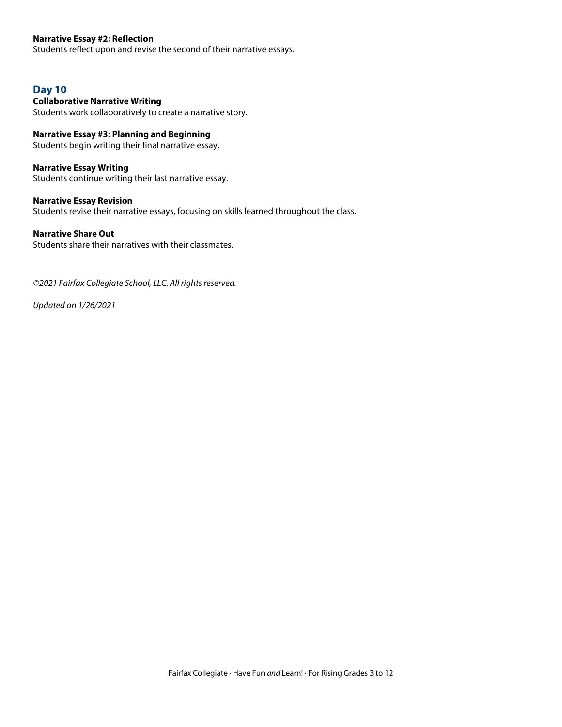**Narrative Essay #2: Reflection**
Students reflect upon and revise the second of their narrative essays.

## Day 10

**Collaborative Narrative Writing**
Students work collaboratively to create a narrative story.

**Narrative Essay #3: Planning and Beginning**
Students begin writing their final narrative essay.

**Narrative Essay Writing**
Students continue writing their last narrative essay.

**Narrative Essay Revision**
Students revise their narrative essays, focusing on skills learned throughout the class.

**Narrative Share Out**
Students share their narratives with their classmates.

*©2021 Fairfax Collegiate School, LLC. All rights reserved.*

*Updated on 1/26/2021*